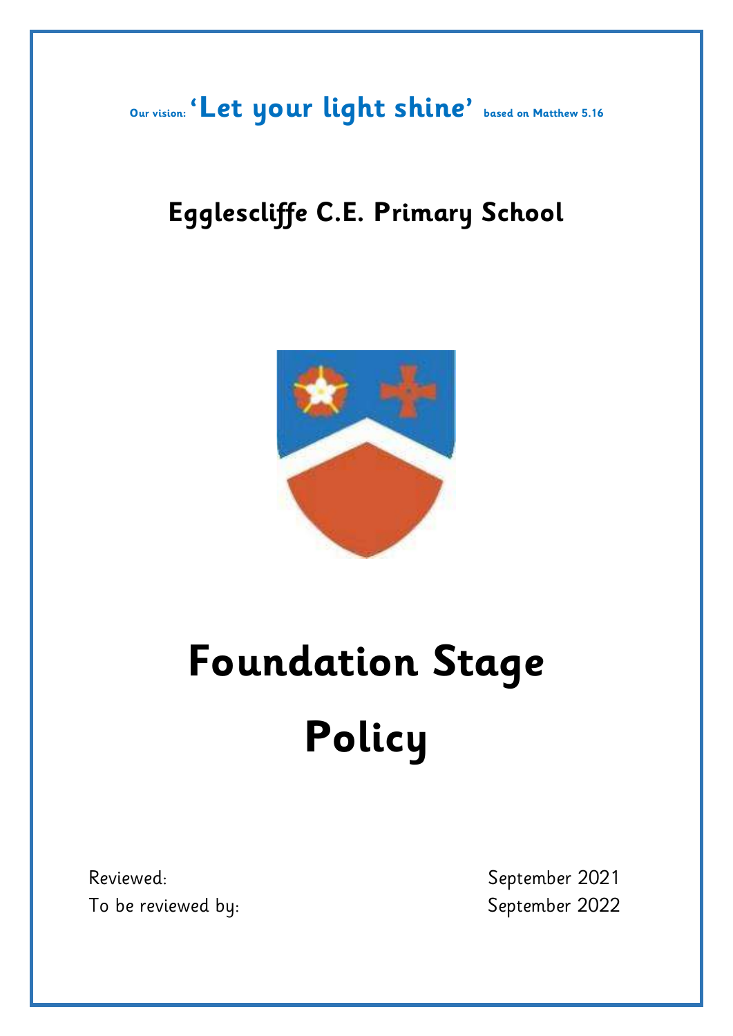Our vision: **'Let your light shine'** based on Matthew 5.16

## Egglescliffe C.E. Primary School

# Foundation Stage Policy

Reviewed: September 2021

To be reviewed by: September 2022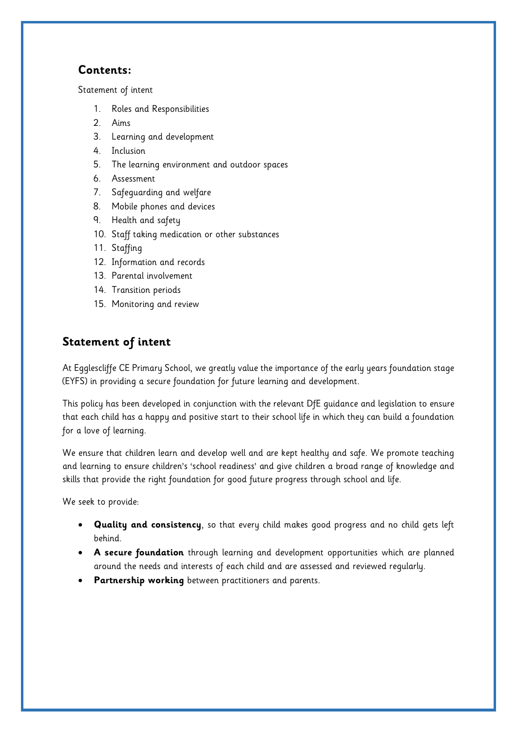## Contents:

Statement of intent

1. Roles and Responsibilities
2. Aims
3. Learning and development
4. Inclusion
5. The learning environment and outdoor spaces
6. Assessment
7. Safeguarding and welfare
8. Mobile phones and devices
9. Health and safety
10. Staff taking medication or other substances
11. Staffing
12. Information and records
13. Parental involvement
14. Transition periods
15. Monitoring and review

## Statement of intent

At Egglescliffe CE Primary School, we greatly value the importance of the early years foundation stage (EYFS) in providing a secure foundation for future learning and development.

This policy has been developed in conjunction with the relevant DfE guidance and legislation to ensure that each child has a happy and positive start to their school life in which they can build a foundation for a love of learning.

We ensure that children learn and develop well and are kept healthy and safe. We promote teaching and learning to ensure children's 'school readiness' and give children a broad range of knowledge and skills that provide the right foundation for good future progress through school and life.

We seek to provide:

- **Quality and consistency**, so that every child makes good progress and no child gets left behind.
- **A secure foundation** through learning and development opportunities which are planned around the needs and interests of each child and are assessed and reviewed regularly.
- **Partnership working** between practitioners and parents.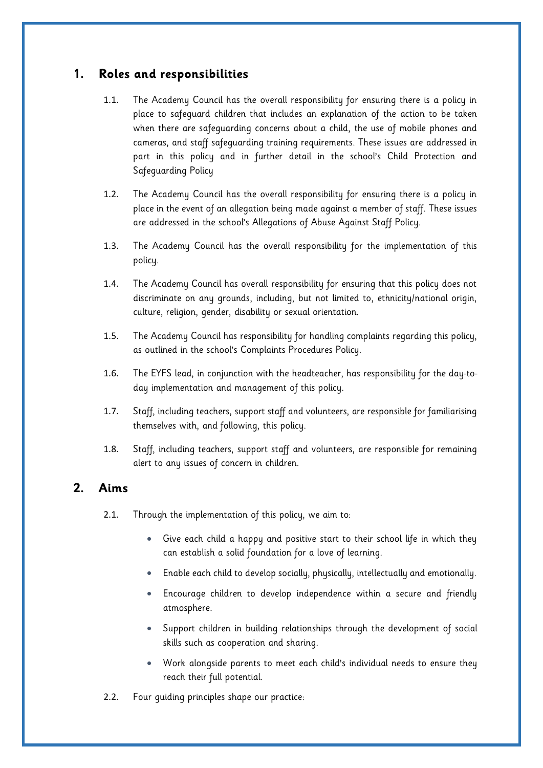## 1. Roles and responsibilities

1.1. The Academy Council has the overall responsibility for ensuring there is a policy in place to safeguard children that includes an explanation of the action to be taken when there are safeguarding concerns about a child, the use of mobile phones and cameras, and staff safeguarding training requirements. These issues are addressed in part in this policy and in further detail in the school's Child Protection and Safeguarding Policy

1.2. The Academy Council has the overall responsibility for ensuring there is a policy in place in the event of an allegation being made against a member of staff. These issues are addressed in the school's Allegations of Abuse Against Staff Policy.

1.3. The Academy Council has the overall responsibility for the implementation of this policy.

1.4. The Academy Council has overall responsibility for ensuring that this policy does not discriminate on any grounds, including, but not limited to, ethnicity/national origin, culture, religion, gender, disability or sexual orientation.

1.5. The Academy Council has responsibility for handling complaints regarding this policy, as outlined in the school's Complaints Procedures Policy.

1.6. The EYFS lead, in conjunction with the headteacher, has responsibility for the day-to-day implementation and management of this policy.

1.7. Staff, including teachers, support staff and volunteers, are responsible for familiarising themselves with, and following, this policy.

1.8. Staff, including teachers, support staff and volunteers, are responsible for remaining alert to any issues of concern in children.

## 2. Aims

2.1. Through the implementation of this policy, we aim to:

- Give each child a happy and positive start to their school life in which they can establish a solid foundation for a love of learning.
- Enable each child to develop socially, physically, intellectually and emotionally.
- Encourage children to develop independence within a secure and friendly atmosphere.
- Support children in building relationships through the development of social skills such as cooperation and sharing.
- Work alongside parents to meet each child's individual needs to ensure they reach their full potential.

2.2. Four guiding principles shape our practice: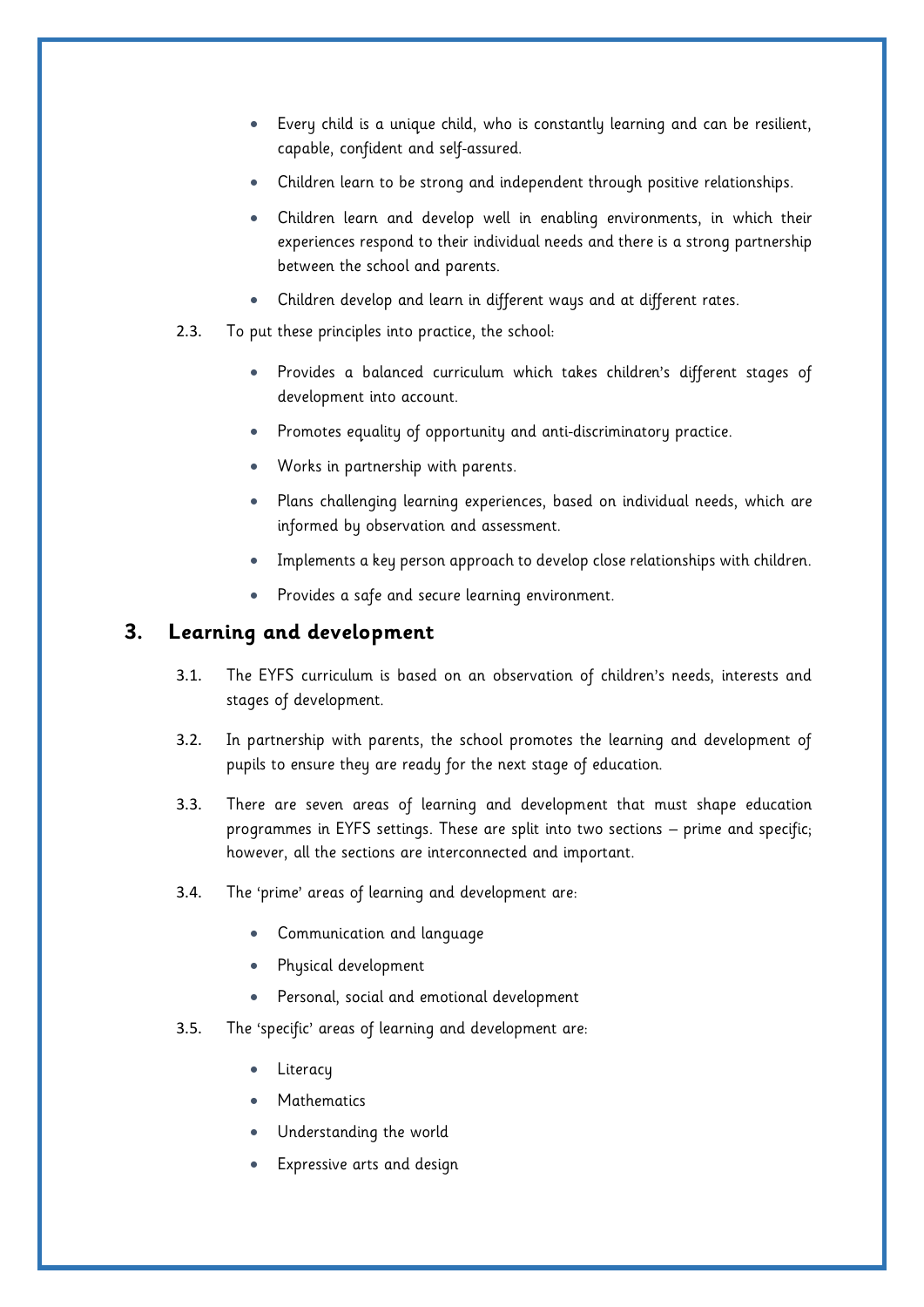- Every child is a unique child, who is constantly learning and can be resilient, capable, confident and self-assured.
- Children learn to be strong and independent through positive relationships.
- Children learn and develop well in enabling environments, in which their experiences respond to their individual needs and there is a strong partnership between the school and parents.
- Children develop and learn in different ways and at different rates.

2.3. To put these principles into practice, the school:

- Provides a balanced curriculum which takes children's different stages of development into account.
- Promotes equality of opportunity and anti-discriminatory practice.
- Works in partnership with parents.
- Plans challenging learning experiences, based on individual needs, which are informed by observation and assessment.
- Implements a key person approach to develop close relationships with children.
- Provides a safe and secure learning environment.

## 3. Learning and development

3.1. The EYFS curriculum is based on an observation of children's needs, interests and stages of development.

3.2. In partnership with parents, the school promotes the learning and development of pupils to ensure they are ready for the next stage of education.

3.3. There are seven areas of learning and development that must shape education programmes in EYFS settings. These are split into two sections – prime and specific; however, all the sections are interconnected and important.

3.4. The 'prime' areas of learning and development are:

- Communication and language
- Physical development
- Personal, social and emotional development

3.5. The 'specific' areas of learning and development are:

- Literacy
- Mathematics
- Understanding the world
- Expressive arts and design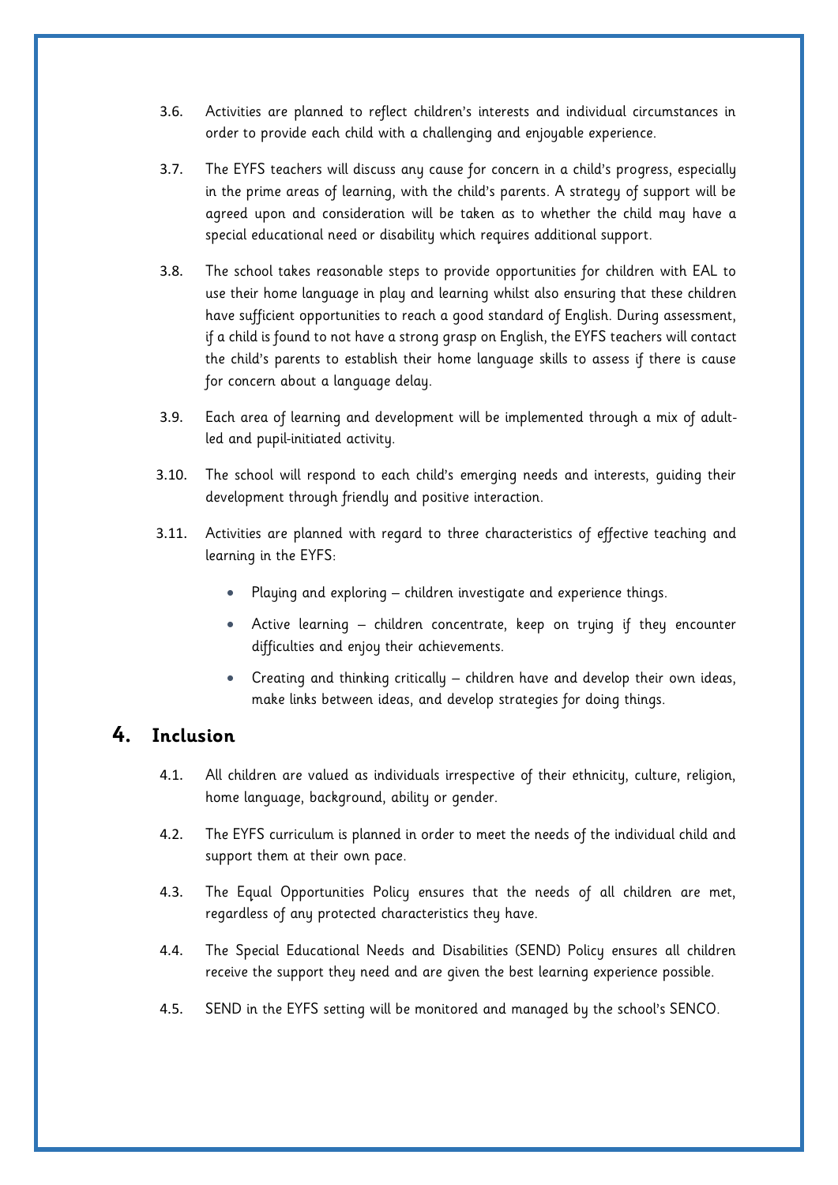3.6. Activities are planned to reflect children's interests and individual circumstances in order to provide each child with a challenging and enjoyable experience.

3.7. The EYFS teachers will discuss any cause for concern in a child's progress, especially in the prime areas of learning, with the child's parents. A strategy of support will be agreed upon and consideration will be taken as to whether the child may have a special educational need or disability which requires additional support.

3.8. The school takes reasonable steps to provide opportunities for children with EAL to use their home language in play and learning whilst also ensuring that these children have sufficient opportunities to reach a good standard of English. During assessment, if a child is found to not have a strong grasp on English, the EYFS teachers will contact the child's parents to establish their home language skills to assess if there is cause for concern about a language delay.

3.9. Each area of learning and development will be implemented through a mix of adult-led and pupil-initiated activity.

3.10. The school will respond to each child's emerging needs and interests, guiding their development through friendly and positive interaction.

3.11. Activities are planned with regard to three characteristics of effective teaching and learning in the EYFS:

- Playing and exploring – children investigate and experience things.
- Active learning – children concentrate, keep on trying if they encounter difficulties and enjoy their achievements.
- Creating and thinking critically – children have and develop their own ideas, make links between ideas, and develop strategies for doing things.

## 4. Inclusion

4.1. All children are valued as individuals irrespective of their ethnicity, culture, religion, home language, background, ability or gender.

4.2. The EYFS curriculum is planned in order to meet the needs of the individual child and support them at their own pace.

4.3. The Equal Opportunities Policy ensures that the needs of all children are met, regardless of any protected characteristics they have.

4.4. The Special Educational Needs and Disabilities (SEND) Policy ensures all children receive the support they need and are given the best learning experience possible.

4.5. SEND in the EYFS setting will be monitored and managed by the school's SENCO.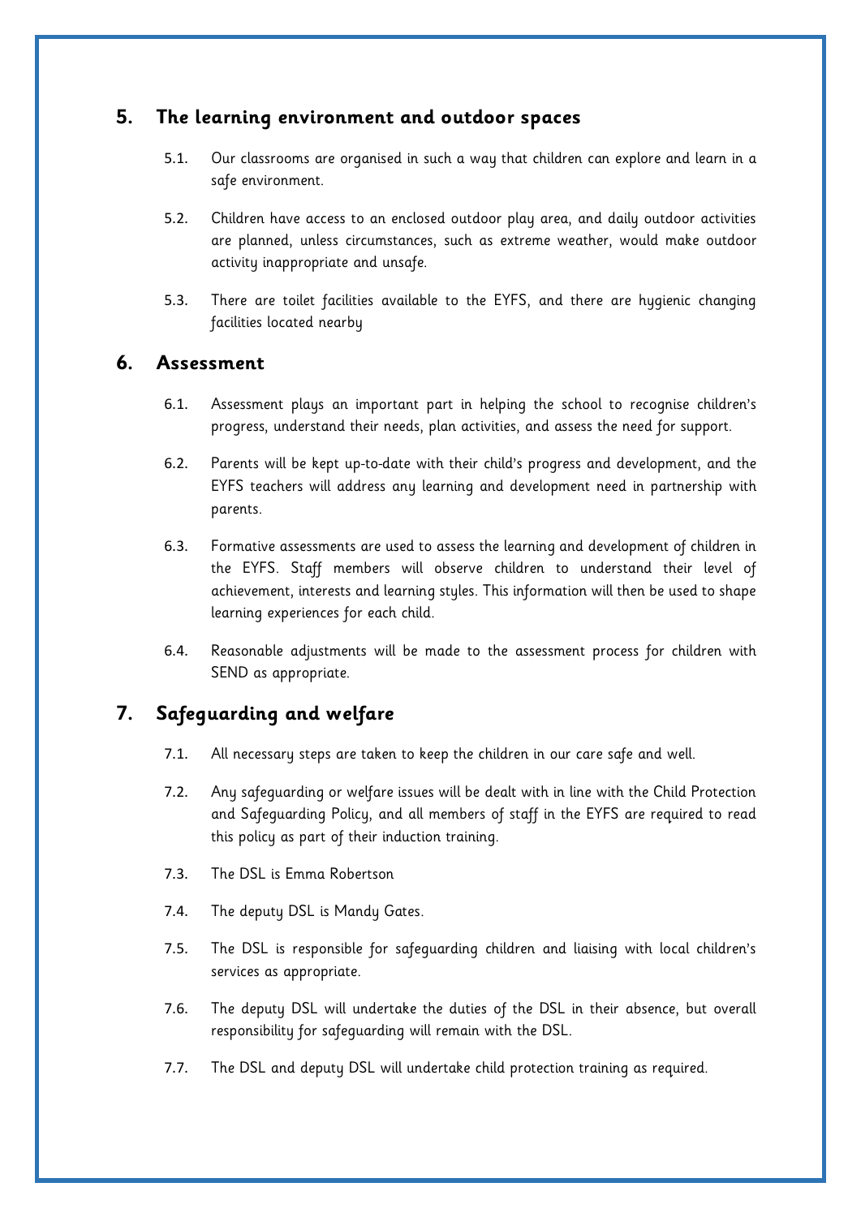## 5. The learning environment and outdoor spaces

5.1. Our classrooms are organised in such a way that children can explore and learn in a safe environment.

5.2. Children have access to an enclosed outdoor play area, and daily outdoor activities are planned, unless circumstances, such as extreme weather, would make outdoor activity inappropriate and unsafe.

5.3. There are toilet facilities available to the EYFS, and there are hygienic changing facilities located nearby

## 6. Assessment

6.1. Assessment plays an important part in helping the school to recognise children's progress, understand their needs, plan activities, and assess the need for support.

6.2. Parents will be kept up-to-date with their child's progress and development, and the EYFS teachers will address any learning and development need in partnership with parents.

6.3. Formative assessments are used to assess the learning and development of children in the EYFS. Staff members will observe children to understand their level of achievement, interests and learning styles. This information will then be used to shape learning experiences for each child.

6.4. Reasonable adjustments will be made to the assessment process for children with SEND as appropriate.

## 7. Safeguarding and welfare

7.1. All necessary steps are taken to keep the children in our care safe and well.

7.2. Any safeguarding or welfare issues will be dealt with in line with the Child Protection and Safeguarding Policy, and all members of staff in the EYFS are required to read this policy as part of their induction training.

7.3. The DSL is Emma Robertson

7.4. The deputy DSL is Mandy Gates.

7.5. The DSL is responsible for safeguarding children and liaising with local children's services as appropriate.

7.6. The deputy DSL will undertake the duties of the DSL in their absence, but overall responsibility for safeguarding will remain with the DSL.

7.7. The DSL and deputy DSL will undertake child protection training as required.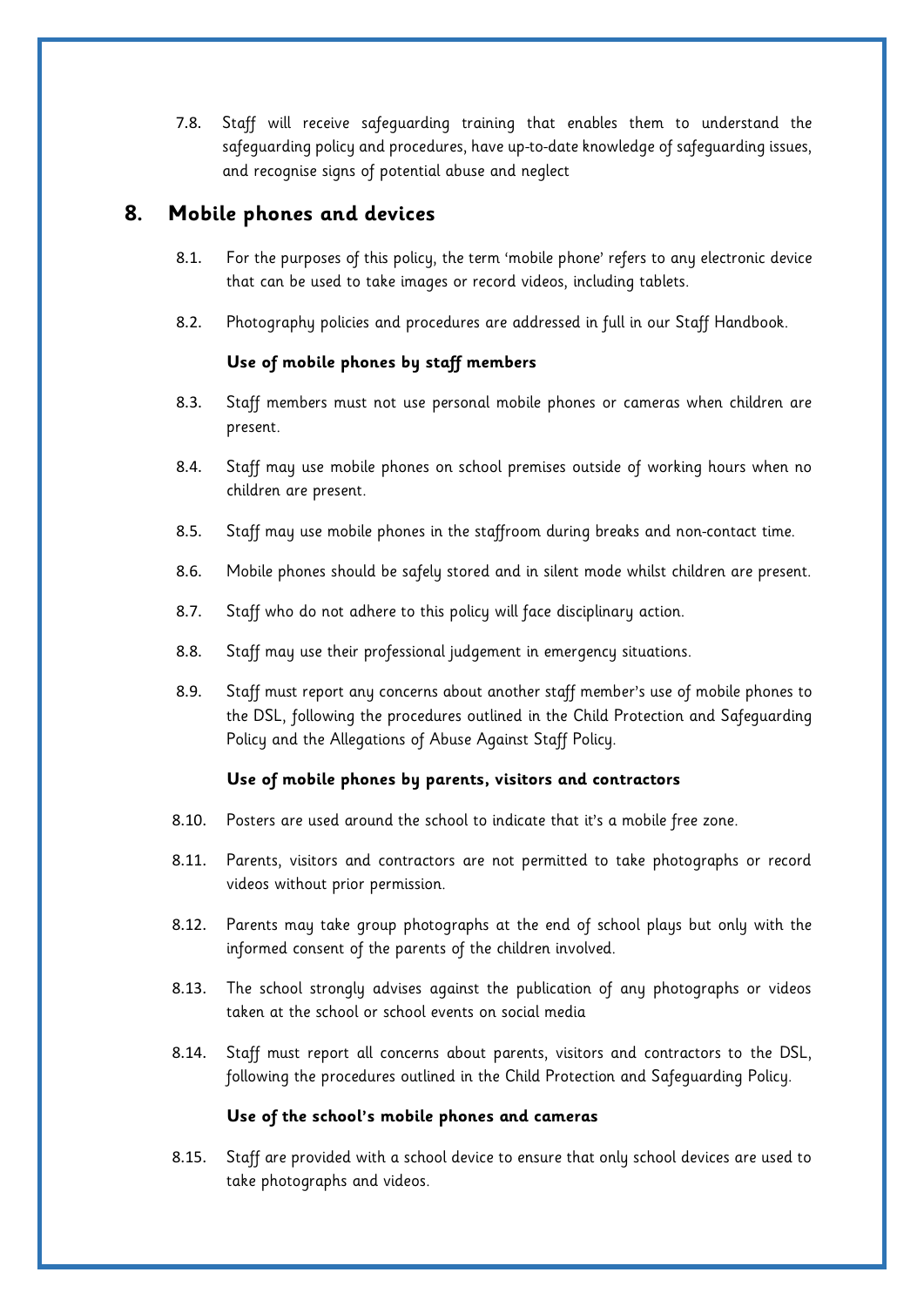7.8. Staff will receive safeguarding training that enables them to understand the safeguarding policy and procedures, have up-to-date knowledge of safeguarding issues, and recognise signs of potential abuse and neglect

## 8. Mobile phones and devices

8.1. For the purposes of this policy, the term 'mobile phone' refers to any electronic device that can be used to take images or record videos, including tablets.

8.2. Photography policies and procedures are addressed in full in our Staff Handbook.

**Use of mobile phones by staff members**

8.3. Staff members must not use personal mobile phones or cameras when children are present.

8.4. Staff may use mobile phones on school premises outside of working hours when no children are present.

8.5. Staff may use mobile phones in the staffroom during breaks and non-contact time.

8.6. Mobile phones should be safely stored and in silent mode whilst children are present.

8.7. Staff who do not adhere to this policy will face disciplinary action.

8.8. Staff may use their professional judgement in emergency situations.

8.9. Staff must report any concerns about another staff member's use of mobile phones to the DSL, following the procedures outlined in the Child Protection and Safeguarding Policy and the Allegations of Abuse Against Staff Policy.

**Use of mobile phones by parents, visitors and contractors**

8.10. Posters are used around the school to indicate that it's a mobile free zone.

8.11. Parents, visitors and contractors are not permitted to take photographs or record videos without prior permission.

8.12. Parents may take group photographs at the end of school plays but only with the informed consent of the parents of the children involved.

8.13. The school strongly advises against the publication of any photographs or videos taken at the school or school events on social media

8.14. Staff must report all concerns about parents, visitors and contractors to the DSL, following the procedures outlined in the Child Protection and Safeguarding Policy.

**Use of the school's mobile phones and cameras**

8.15. Staff are provided with a school device to ensure that only school devices are used to take photographs and videos.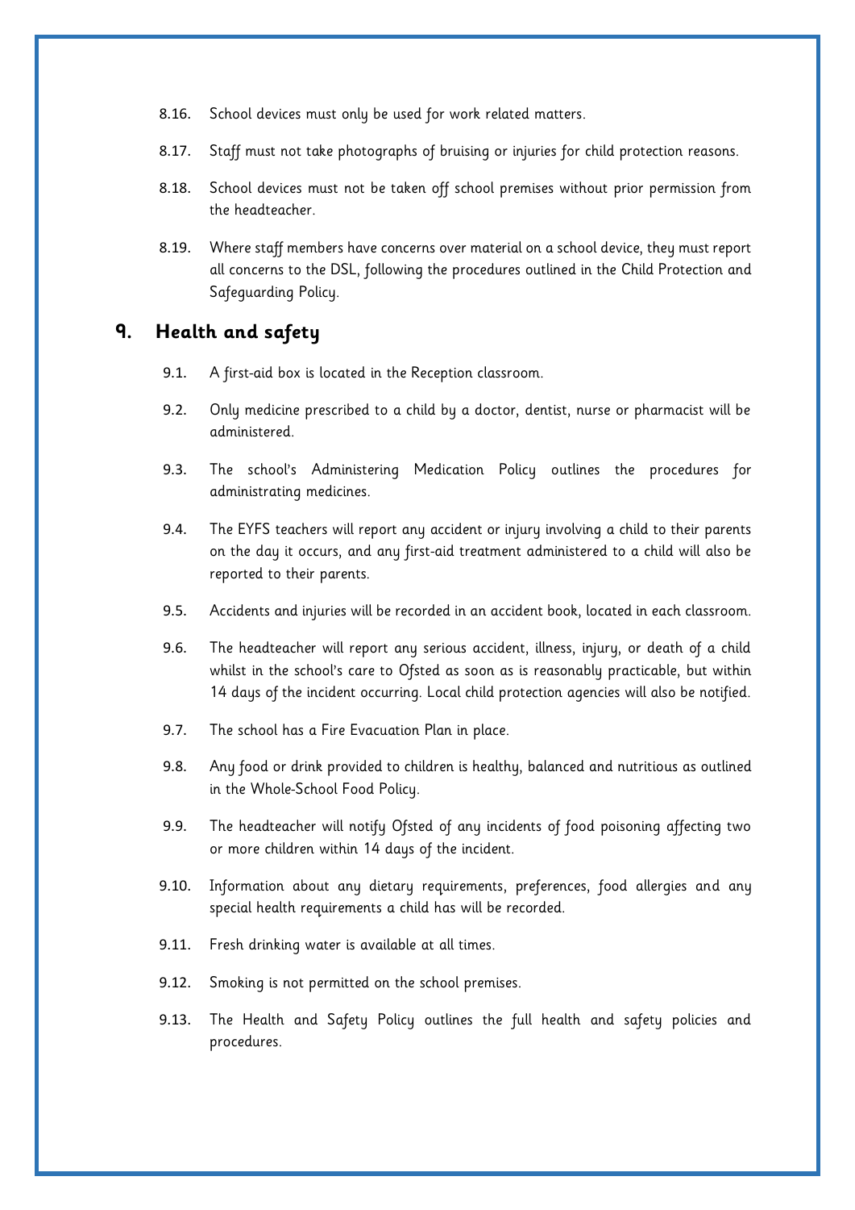8.16. School devices must only be used for work related matters.

8.17. Staff must not take photographs of bruising or injuries for child protection reasons.

8.18. School devices must not be taken off school premises without prior permission from the headteacher.

8.19. Where staff members have concerns over material on a school device, they must report all concerns to the DSL, following the procedures outlined in the Child Protection and Safeguarding Policy.

## 9. Health and safety

9.1. A first-aid box is located in the Reception classroom.

9.2. Only medicine prescribed to a child by a doctor, dentist, nurse or pharmacist will be administered.

9.3. The school's Administering Medication Policy outlines the procedures for administrating medicines.

9.4. The EYFS teachers will report any accident or injury involving a child to their parents on the day it occurs, and any first-aid treatment administered to a child will also be reported to their parents.

9.5. Accidents and injuries will be recorded in an accident book, located in each classroom.

9.6. The headteacher will report any serious accident, illness, injury, or death of a child whilst in the school's care to Ofsted as soon as is reasonably practicable, but within 14 days of the incident occurring. Local child protection agencies will also be notified.

9.7. The school has a Fire Evacuation Plan in place.

9.8. Any food or drink provided to children is healthy, balanced and nutritious as outlined in the Whole-School Food Policy.

9.9. The headteacher will notify Ofsted of any incidents of food poisoning affecting two or more children within 14 days of the incident.

9.10. Information about any dietary requirements, preferences, food allergies and any special health requirements a child has will be recorded.

9.11. Fresh drinking water is available at all times.

9.12. Smoking is not permitted on the school premises.

9.13. The Health and Safety Policy outlines the full health and safety policies and procedures.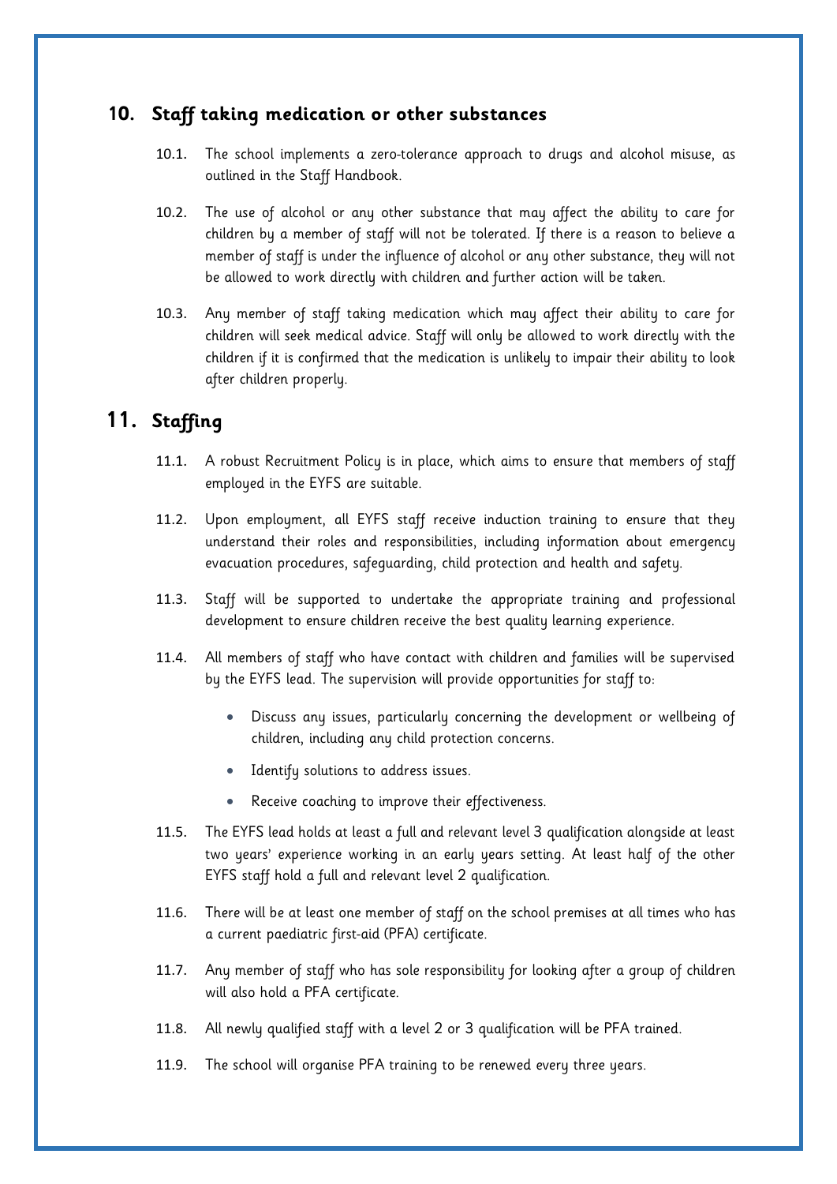## 10. Staff taking medication or other substances

10.1. The school implements a zero-tolerance approach to drugs and alcohol misuse, as outlined in the Staff Handbook.

10.2. The use of alcohol or any other substance that may affect the ability to care for children by a member of staff will not be tolerated. If there is a reason to believe a member of staff is under the influence of alcohol or any other substance, they will not be allowed to work directly with children and further action will be taken.

10.3. Any member of staff taking medication which may affect their ability to care for children will seek medical advice. Staff will only be allowed to work directly with the children if it is confirmed that the medication is unlikely to impair their ability to look after children properly.

## 11. Staffing

11.1. A robust Recruitment Policy is in place, which aims to ensure that members of staff employed in the EYFS are suitable.

11.2. Upon employment, all EYFS staff receive induction training to ensure that they understand their roles and responsibilities, including information about emergency evacuation procedures, safeguarding, child protection and health and safety.

11.3. Staff will be supported to undertake the appropriate training and professional development to ensure children receive the best quality learning experience.

11.4. All members of staff who have contact with children and families will be supervised by the EYFS lead. The supervision will provide opportunities for staff to:

- Discuss any issues, particularly concerning the development or wellbeing of children, including any child protection concerns.
- Identify solutions to address issues.
- Receive coaching to improve their effectiveness.

11.5. The EYFS lead holds at least a full and relevant level 3 qualification alongside at least two years' experience working in an early years setting. At least half of the other EYFS staff hold a full and relevant level 2 qualification.

11.6. There will be at least one member of staff on the school premises at all times who has a current paediatric first-aid (PFA) certificate.

11.7. Any member of staff who has sole responsibility for looking after a group of children will also hold a PFA certificate.

11.8. All newly qualified staff with a level 2 or 3 qualification will be PFA trained.

11.9. The school will organise PFA training to be renewed every three years.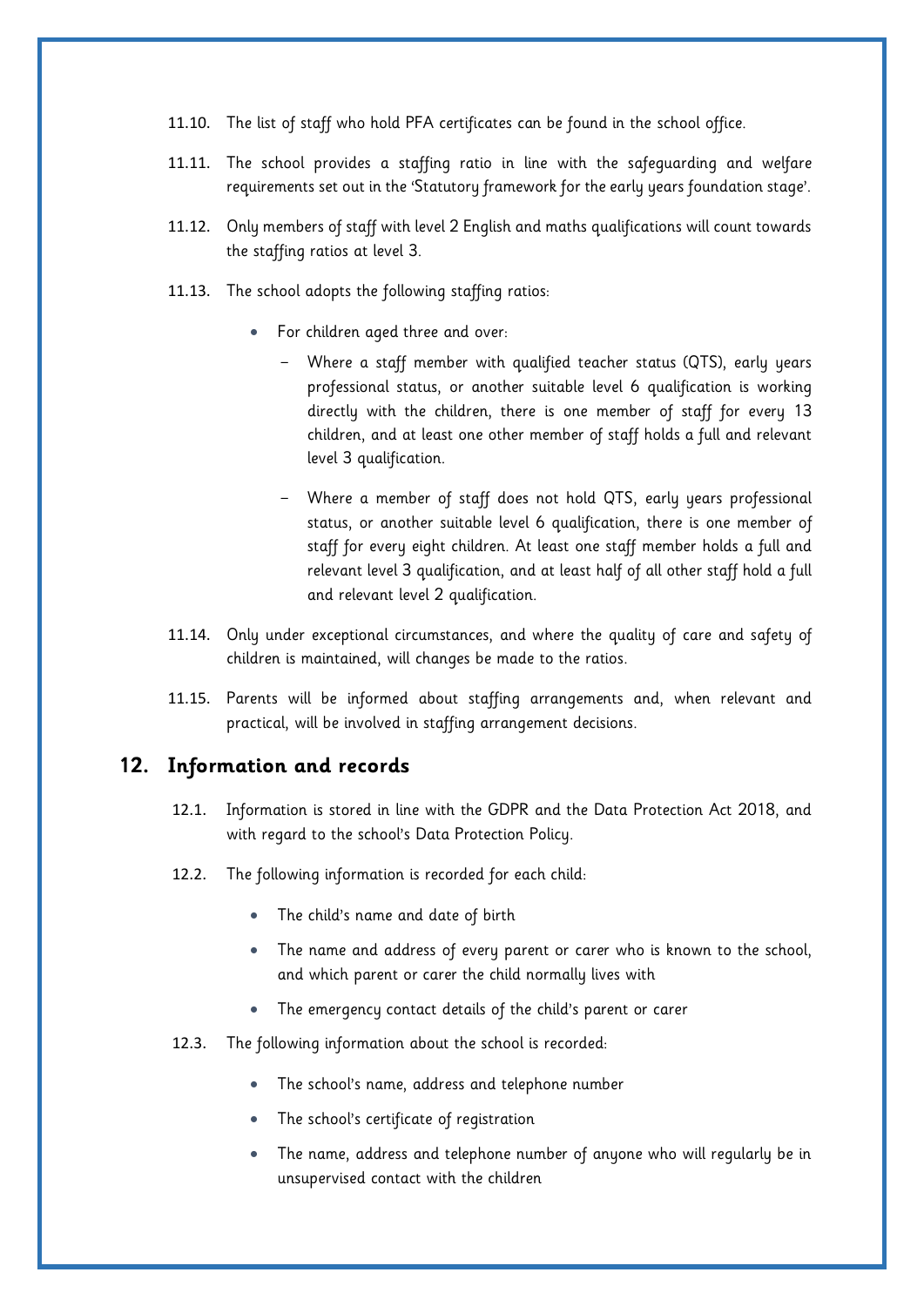11.10. The list of staff who hold PFA certificates can be found in the school office.

11.11. The school provides a staffing ratio in line with the safeguarding and welfare requirements set out in the 'Statutory framework for the early years foundation stage'.

11.12. Only members of staff with level 2 English and maths qualifications will count towards the staffing ratios at level 3.

11.13. The school adopts the following staffing ratios:

- For children aged three and over:
  - Where a staff member with qualified teacher status (QTS), early years professional status, or another suitable level 6 qualification is working directly with the children, there is one member of staff for every 13 children, and at least one other member of staff holds a full and relevant level 3 qualification.
  - Where a member of staff does not hold QTS, early years professional status, or another suitable level 6 qualification, there is one member of staff for every eight children. At least one staff member holds a full and relevant level 3 qualification, and at least half of all other staff hold a full and relevant level 2 qualification.

11.14. Only under exceptional circumstances, and where the quality of care and safety of children is maintained, will changes be made to the ratios.

11.15. Parents will be informed about staffing arrangements and, when relevant and practical, will be involved in staffing arrangement decisions.

## 12. Information and records

12.1. Information is stored in line with the GDPR and the Data Protection Act 2018, and with regard to the school's Data Protection Policy.

12.2. The following information is recorded for each child:

- The child's name and date of birth
- The name and address of every parent or carer who is known to the school, and which parent or carer the child normally lives with
- The emergency contact details of the child's parent or carer

12.3. The following information about the school is recorded:

- The school's name, address and telephone number
- The school's certificate of registration
- The name, address and telephone number of anyone who will regularly be in unsupervised contact with the children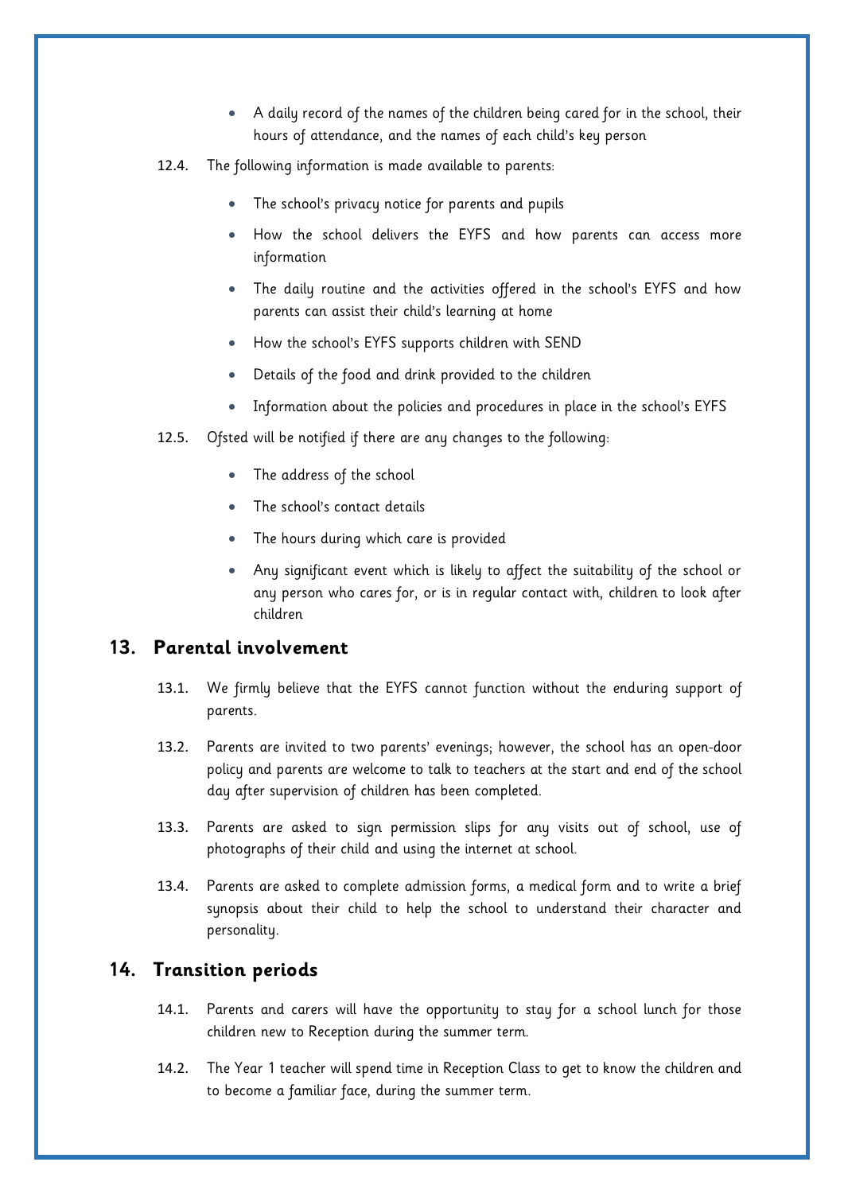- A daily record of the names of the children being cared for in the school, their hours of attendance, and the names of each child's key person

12.4. The following information is made available to parents:

- The school's privacy notice for parents and pupils
- How the school delivers the EYFS and how parents can access more information
- The daily routine and the activities offered in the school's EYFS and how parents can assist their child's learning at home
- How the school's EYFS supports children with SEND
- Details of the food and drink provided to the children
- Information about the policies and procedures in place in the school's EYFS

12.5. Ofsted will be notified if there are any changes to the following:

- The address of the school
- The school's contact details
- The hours during which care is provided
- Any significant event which is likely to affect the suitability of the school or any person who cares for, or is in regular contact with, children to look after children

## 13. Parental involvement

13.1. We firmly believe that the EYFS cannot function without the enduring support of parents.

13.2. Parents are invited to two parents' evenings; however, the school has an open-door policy and parents are welcome to talk to teachers at the start and end of the school day after supervision of children has been completed.

13.3. Parents are asked to sign permission slips for any visits out of school, use of photographs of their child and using the internet at school.

13.4. Parents are asked to complete admission forms, a medical form and to write a brief synopsis about their child to help the school to understand their character and personality.

## 14. Transition periods

14.1. Parents and carers will have the opportunity to stay for a school lunch for those children new to Reception during the summer term.

14.2. The Year 1 teacher will spend time in Reception Class to get to know the children and to become a familiar face, during the summer term.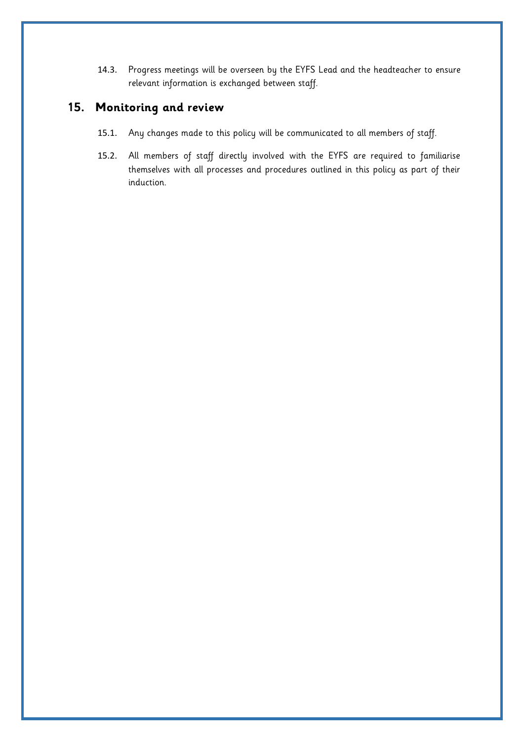14.3. Progress meetings will be overseen by the EYFS Lead and the headteacher to ensure relevant information is exchanged between staff.

## 15. Monitoring and review

15.1. Any changes made to this policy will be communicated to all members of staff.

15.2. All members of staff directly involved with the EYFS are required to familiarise themselves with all processes and procedures outlined in this policy as part of their induction.